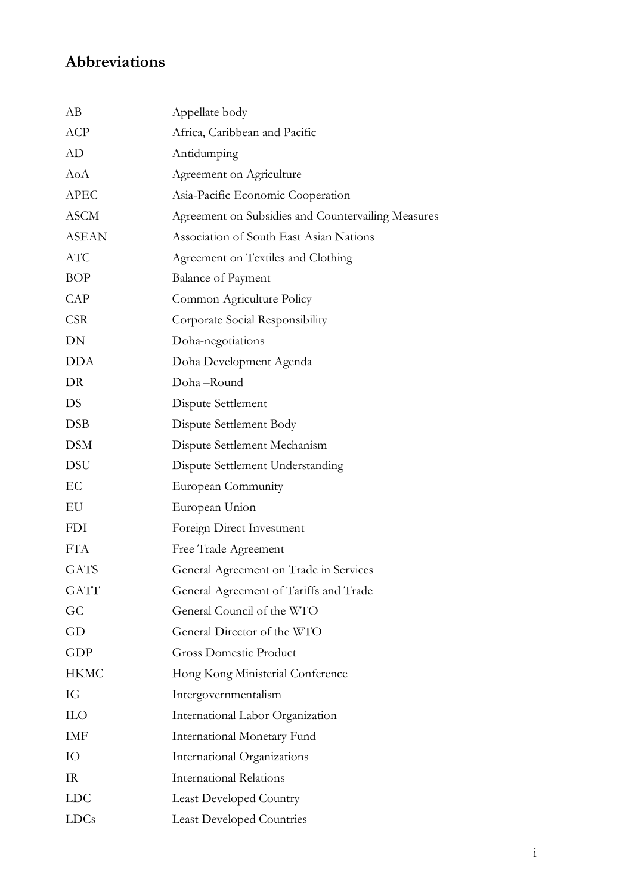## Abbreviations

| | |
|---|---|
| AB | Appellate body |
| ACP | Africa, Caribbean and Pacific |
| AD | Antidumping |
| AoA | Agreement on Agriculture |
| APEC | Asia-Pacific Economic Cooperation |
| ASCM | Agreement on Subsidies and Countervailing Measures |
| ASEAN | Association of South East Asian Nations |
| ATC | Agreement on Textiles and Clothing |
| BOP | Balance of Payment |
| CAP | Common Agriculture Policy |
| CSR | Corporate Social Responsibility |
| DN | Doha-negotiations |
| DDA | Doha Development Agenda |
| DR | Doha –Round |
| DS | Dispute Settlement |
| DSB | Dispute Settlement Body |
| DSM | Dispute Settlement Mechanism |
| DSU | Dispute Settlement Understanding |
| EC | European Community |
| EU | European Union |
| FDI | Foreign Direct Investment |
| FTA | Free Trade Agreement |
| GATS | General Agreement on Trade in Services |
| GATT | General Agreement of Tariffs and Trade |
| GC | General Council of the WTO |
| GD | General Director of the WTO |
| GDP | Gross Domestic Product |
| HKMC | Hong Kong Ministerial Conference |
| IG | Intergovernmentalism |
| ILO | International Labor Organization |
| IMF | International Monetary Fund |
| IO | International Organizations |
| IR | International Relations |
| LDC | Least Developed Country |
| LDCs | Least Developed Countries |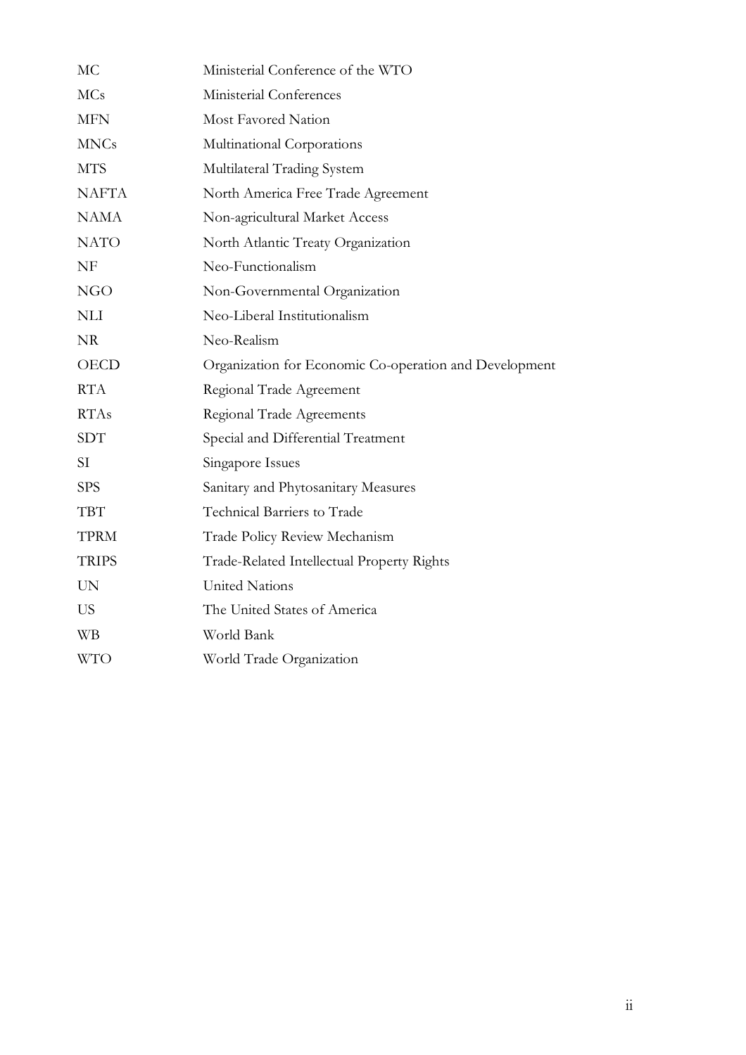| | |
|---|---|
| MC | Ministerial Conference of the WTO |
| MCs | Ministerial Conferences |
| MFN | Most Favored Nation |
| MNCs | Multinational Corporations |
| MTS | Multilateral Trading System |
| NAFTA | North America Free Trade Agreement |
| NAMA | Non-agricultural Market Access |
| NATO | North Atlantic Treaty Organization |
| NF | Neo-Functionalism |
| NGO | Non-Governmental Organization |
| NLI | Neo-Liberal Institutionalism |
| NR | Neo-Realism |
| OECD | Organization for Economic Co-operation and Development |
| RTA | Regional Trade Agreement |
| RTAs | Regional Trade Agreements |
| SDT | Special and Differential Treatment |
| SI | Singapore Issues |
| SPS | Sanitary and Phytosanitary Measures |
| TBT | Technical Barriers to Trade |
| TPRM | Trade Policy Review Mechanism |
| TRIPS | Trade-Related Intellectual Property Rights |
| UN | United Nations |
| US | The United States of America |
| WB | World Bank |
| WTO | World Trade Organization |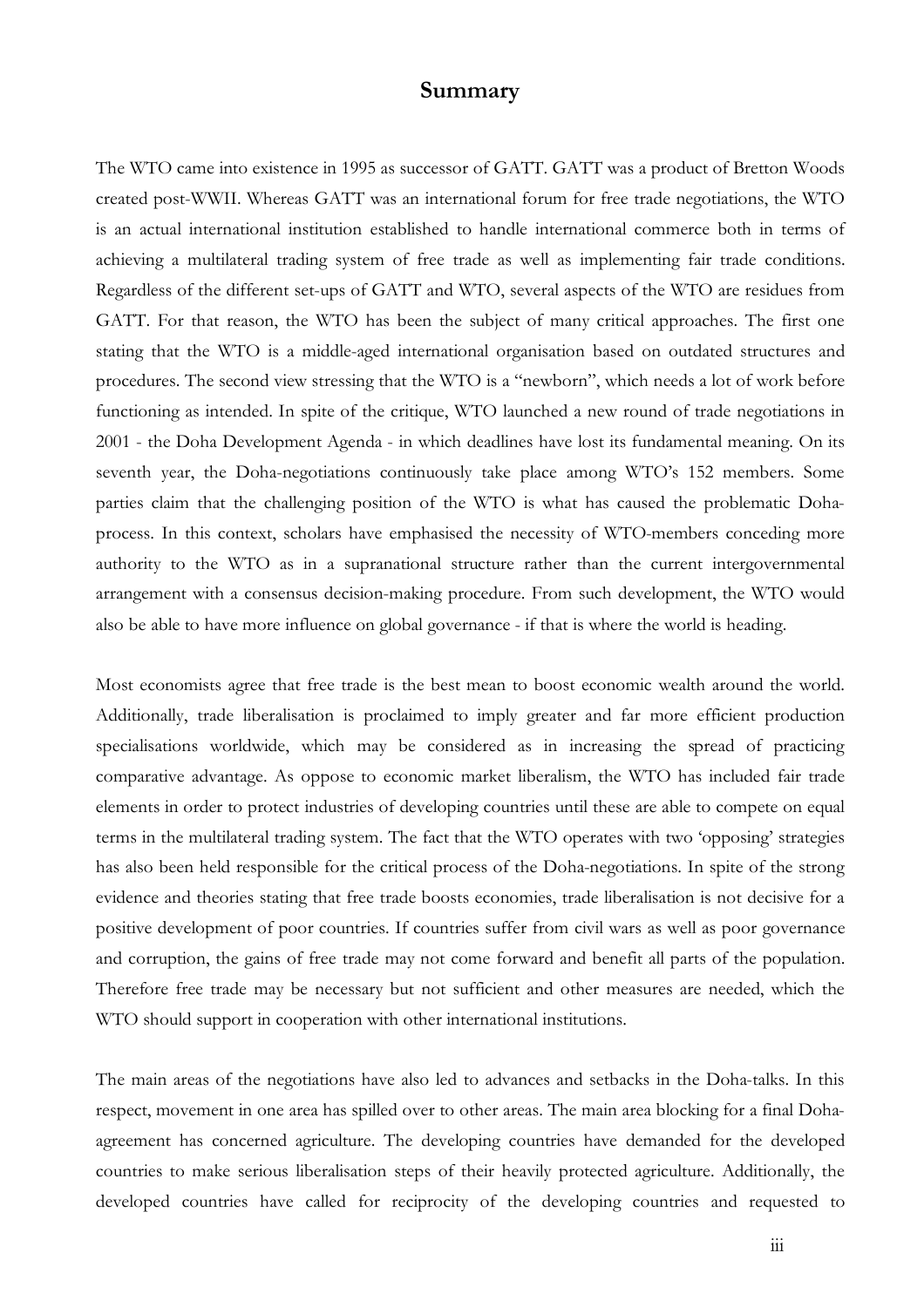# Summary

The WTO came into existence in 1995 as successor of GATT. GATT was a product of Bretton Woods created post-WWII. Whereas GATT was an international forum for free trade negotiations, the WTO is an actual international institution established to handle international commerce both in terms of achieving a multilateral trading system of free trade as well as implementing fair trade conditions. Regardless of the different set-ups of GATT and WTO, several aspects of the WTO are residues from GATT. For that reason, the WTO has been the subject of many critical approaches. The first one stating that the WTO is a middle-aged international organisation based on outdated structures and procedures. The second view stressing that the WTO is a "newborn", which needs a lot of work before functioning as intended. In spite of the critique, WTO launched a new round of trade negotiations in 2001 - the Doha Development Agenda - in which deadlines have lost its fundamental meaning. On its seventh year, the Doha-negotiations continuously take place among WTO's 152 members. Some parties claim that the challenging position of the WTO is what has caused the problematic Doha-process. In this context, scholars have emphasised the necessity of WTO-members conceding more authority to the WTO as in a supranational structure rather than the current intergovernmental arrangement with a consensus decision-making procedure. From such development, the WTO would also be able to have more influence on global governance - if that is where the world is heading.

Most economists agree that free trade is the best mean to boost economic wealth around the world. Additionally, trade liberalisation is proclaimed to imply greater and far more efficient production specialisations worldwide, which may be considered as in increasing the spread of practicing comparative advantage. As oppose to economic market liberalism, the WTO has included fair trade elements in order to protect industries of developing countries until these are able to compete on equal terms in the multilateral trading system. The fact that the WTO operates with two 'opposing' strategies has also been held responsible for the critical process of the Doha-negotiations. In spite of the strong evidence and theories stating that free trade boosts economies, trade liberalisation is not decisive for a positive development of poor countries. If countries suffer from civil wars as well as poor governance and corruption, the gains of free trade may not come forward and benefit all parts of the population. Therefore free trade may be necessary but not sufficient and other measures are needed, which the WTO should support in cooperation with other international institutions.

The main areas of the negotiations have also led to advances and setbacks in the Doha-talks. In this respect, movement in one area has spilled over to other areas. The main area blocking for a final Doha-agreement has concerned agriculture. The developing countries have demanded for the developed countries to make serious liberalisation steps of their heavily protected agriculture. Additionally, the developed countries have called for reciprocity of the developing countries and requested to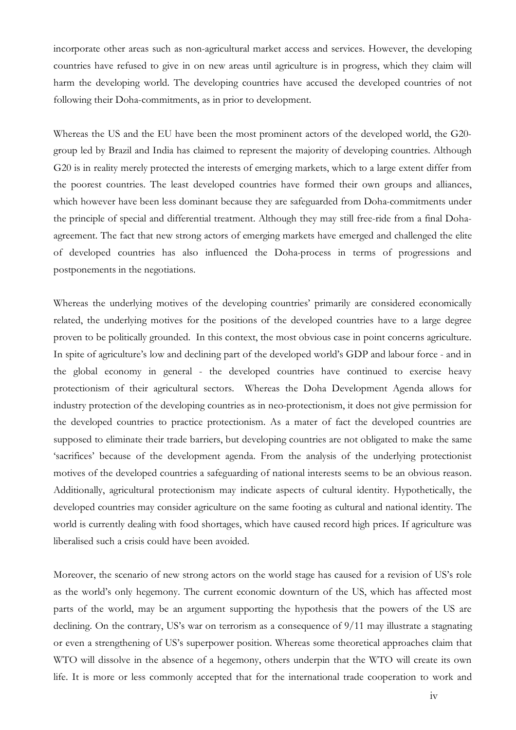incorporate other areas such as non-agricultural market access and services. However, the developing countries have refused to give in on new areas until agriculture is in progress, which they claim will harm the developing world. The developing countries have accused the developed countries of not following their Doha-commitments, as in prior to development.

Whereas the US and the EU have been the most prominent actors of the developed world, the G20-group led by Brazil and India has claimed to represent the majority of developing countries. Although G20 is in reality merely protected the interests of emerging markets, which to a large extent differ from the poorest countries. The least developed countries have formed their own groups and alliances, which however have been less dominant because they are safeguarded from Doha-commitments under the principle of special and differential treatment. Although they may still free-ride from a final Doha-agreement. The fact that new strong actors of emerging markets have emerged and challenged the elite of developed countries has also influenced the Doha-process in terms of progressions and postponements in the negotiations.

Whereas the underlying motives of the developing countries' primarily are considered economically related, the underlying motives for the positions of the developed countries have to a large degree proven to be politically grounded. In this context, the most obvious case in point concerns agriculture. In spite of agriculture's low and declining part of the developed world's GDP and labour force - and in the global economy in general - the developed countries have continued to exercise heavy protectionism of their agricultural sectors. Whereas the Doha Development Agenda allows for industry protection of the developing countries as in neo-protectionism, it does not give permission for the developed countries to practice protectionism. As a mater of fact the developed countries are supposed to eliminate their trade barriers, but developing countries are not obligated to make the same 'sacrifices' because of the development agenda. From the analysis of the underlying protectionist motives of the developed countries a safeguarding of national interests seems to be an obvious reason. Additionally, agricultural protectionism may indicate aspects of cultural identity. Hypothetically, the developed countries may consider agriculture on the same footing as cultural and national identity. The world is currently dealing with food shortages, which have caused record high prices. If agriculture was liberalised such a crisis could have been avoided.

Moreover, the scenario of new strong actors on the world stage has caused for a revision of US's role as the world's only hegemony. The current economic downturn of the US, which has affected most parts of the world, may be an argument supporting the hypothesis that the powers of the US are declining. On the contrary, US's war on terrorism as a consequence of 9/11 may illustrate a stagnating or even a strengthening of US's superpower position. Whereas some theoretical approaches claim that WTO will dissolve in the absence of a hegemony, others underpin that the WTO will create its own life. It is more or less commonly accepted that for the international trade cooperation to work and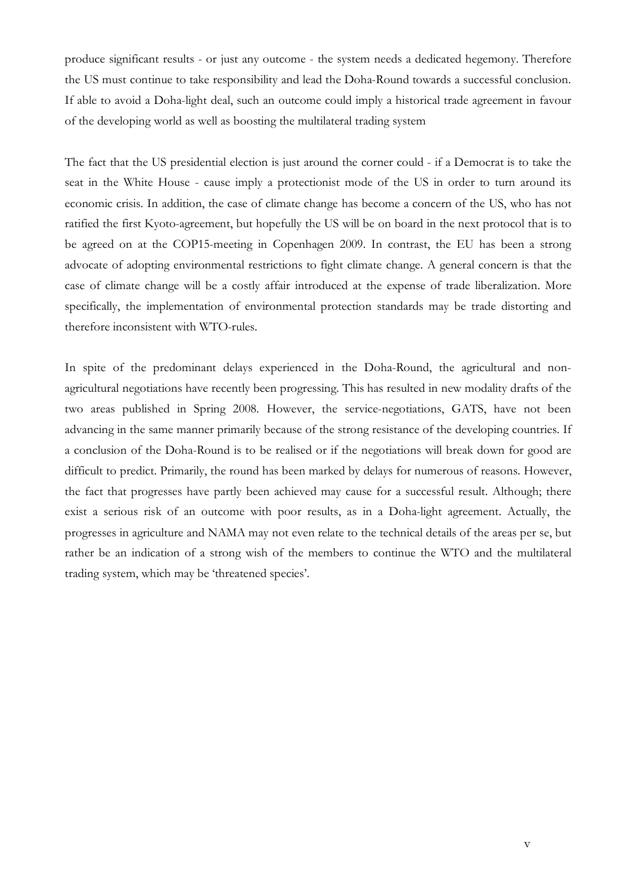produce significant results - or just any outcome - the system needs a dedicated hegemony. Therefore the US must continue to take responsibility and lead the Doha-Round towards a successful conclusion. If able to avoid a Doha-light deal, such an outcome could imply a historical trade agreement in favour of the developing world as well as boosting the multilateral trading system

The fact that the US presidential election is just around the corner could - if a Democrat is to take the seat in the White House - cause imply a protectionist mode of the US in order to turn around its economic crisis. In addition, the case of climate change has become a concern of the US, who has not ratified the first Kyoto-agreement, but hopefully the US will be on board in the next protocol that is to be agreed on at the COP15-meeting in Copenhagen 2009. In contrast, the EU has been a strong advocate of adopting environmental restrictions to fight climate change. A general concern is that the case of climate change will be a costly affair introduced at the expense of trade liberalization. More specifically, the implementation of environmental protection standards may be trade distorting and therefore inconsistent with WTO-rules.

In spite of the predominant delays experienced in the Doha-Round, the agricultural and non-agricultural negotiations have recently been progressing. This has resulted in new modality drafts of the two areas published in Spring 2008. However, the service-negotiations, GATS, have not been advancing in the same manner primarily because of the strong resistance of the developing countries. If a conclusion of the Doha-Round is to be realised or if the negotiations will break down for good are difficult to predict. Primarily, the round has been marked by delays for numerous of reasons. However, the fact that progresses have partly been achieved may cause for a successful result. Although; there exist a serious risk of an outcome with poor results, as in a Doha-light agreement. Actually, the progresses in agriculture and NAMA may not even relate to the technical details of the areas per se, but rather be an indication of a strong wish of the members to continue the WTO and the multilateral trading system, which may be 'threatened species'.